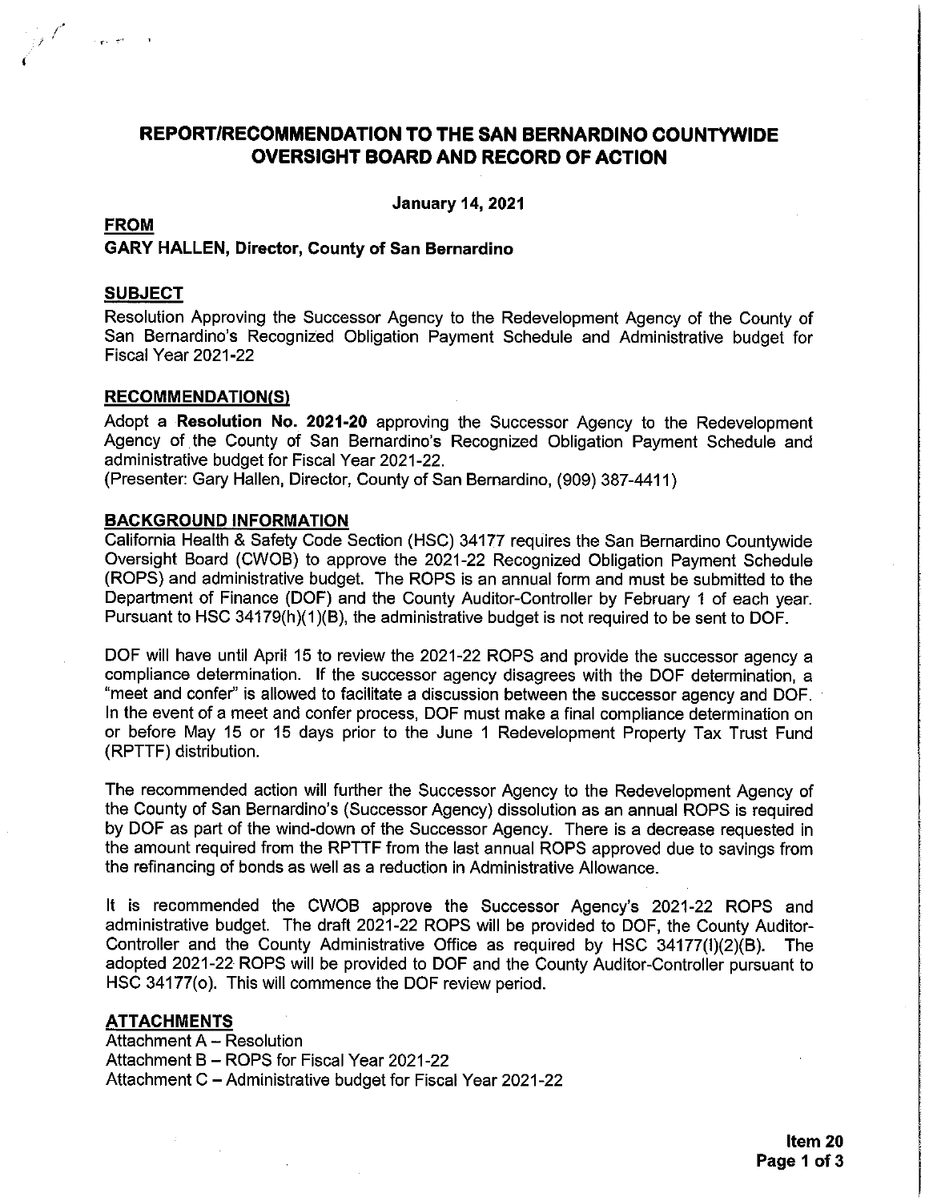# REPORT/RECOMMENDATION TO THE SAN BERNARDINO COUNTYWIDE OVERSIGHT BOARD AND RECORD OF ACTION

**January 14, 2021**

## FROM

**GARY HALLEN, Director, County of San Bernardino**

## SUBJECT

Resolution Approving the Successor Agency to the Redevelopment Agency of the County of San Bernardino's Recognized Obligation Payment Schedule and Administrative budget for Fiscal Year 2021-22

## RECOMMENDATION(S)

Adopt a **Resolution No. 2021-20** approving the Successor Agency to the Redevelopment Agency of the County of San Bernardino's Recognized Obligation Payment Schedule and administrative budget for Fiscal Year 2021-22.
(Presenter: Gary Hallen, Director, County of San Bernardino, (909) 387-4411)

## BACKGROUND INFORMATION

California Health & Safety Code Section (HSC) 34177 requires the San Bernardino Countywide Oversight Board (CWOB) to approve the 2021-22 Recognized Obligation Payment Schedule (ROPS) and administrative budget. The ROPS is an annual form and must be submitted to the Department of Finance (DOF) and the County Auditor-Controller by February 1 of each year. Pursuant to HSC 34179(h)(1)(B), the administrative budget is not required to be sent to DOF.

DOF will have until April 15 to review the 2021-22 ROPS and provide the successor agency a compliance determination. If the successor agency disagrees with the DOF determination, a "meet and confer" is allowed to facilitate a discussion between the successor agency and DOF. In the event of a meet and confer process, DOF must make a final compliance determination on or before May 15 or 15 days prior to the June 1 Redevelopment Property Tax Trust Fund (RPTTF) distribution.

The recommended action will further the Successor Agency to the Redevelopment Agency of the County of San Bernardino's (Successor Agency) dissolution as an annual ROPS is required by DOF as part of the wind-down of the Successor Agency. There is a decrease requested in the amount required from the RPTTF from the last annual ROPS approved due to savings from the refinancing of bonds as well as a reduction in Administrative Allowance.

It is recommended the CWOB approve the Successor Agency's 2021-22 ROPS and administrative budget. The draft 2021-22 ROPS will be provided to DOF, the County Auditor-Controller and the County Administrative Office as required by HSC 34177(l)(2)(B). The adopted 2021-22 ROPS will be provided to DOF and the County Auditor-Controller pursuant to HSC 34177(o). This will commence the DOF review period.

## ATTACHMENTS

Attachment A – Resolution
Attachment B – ROPS for Fiscal Year 2021-22
Attachment C – Administrative budget for Fiscal Year 2021-22

**Item 20**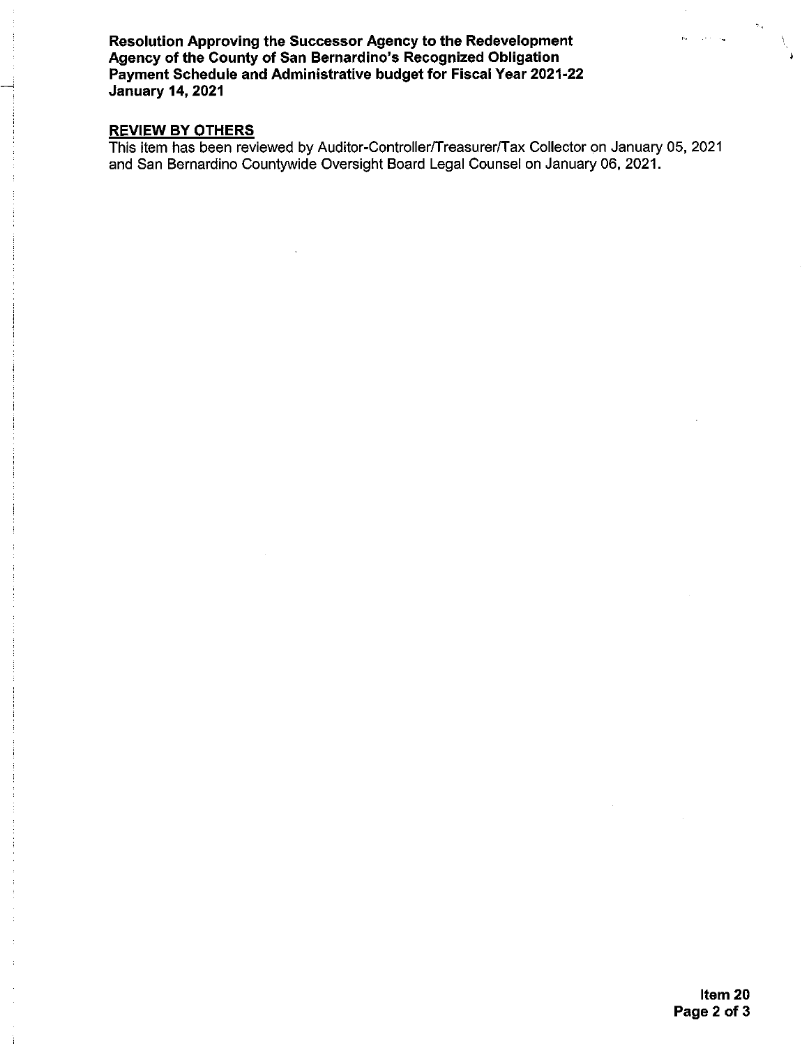**REVIEW BY OTHERS**

This item has been reviewed by Auditor-Controller/Treasurer/Tax Collector on January 05, 2021 and San Bernardino Countywide Oversight Board Legal Counsel on January 06, 2021.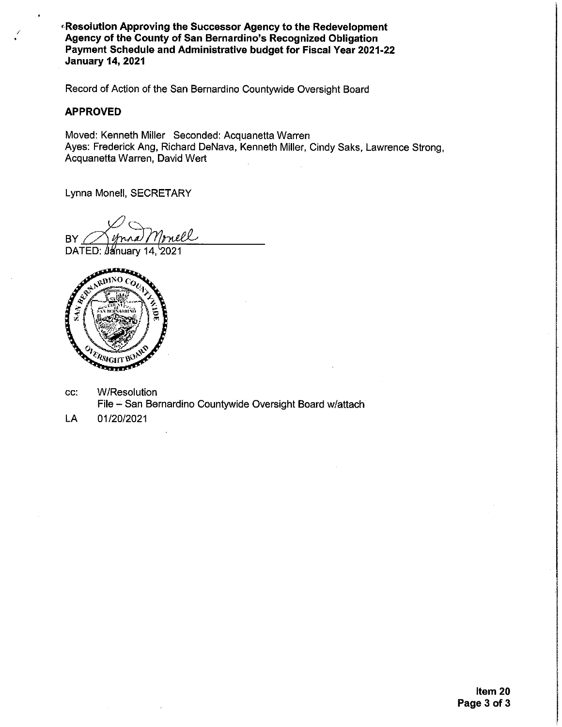**Resolution Approving the Successor Agency to the Redevelopment Agency of the County of San Bernardino's Recognized Obligation Payment Schedule and Administrative budget for Fiscal Year 2021-22**
**January 14, 2021**

Record of Action of the San Bernardino Countywide Oversight Board

**APPROVED**

Moved: Kenneth Miller Seconded: Acquanetta Warren
Ayes: Frederick Ang, Richard DeNava, Kenneth Miller, Cindy Saks, Lawrence Strong, Acquanetta Warren, David Wert

Lynna Monell, SECRETARY

BY Lynna Monell

DATED: January 14, 2021

cc: W/Resolution
File – San Bernardino Countywide Oversight Board w/attach

LA 01/20/2021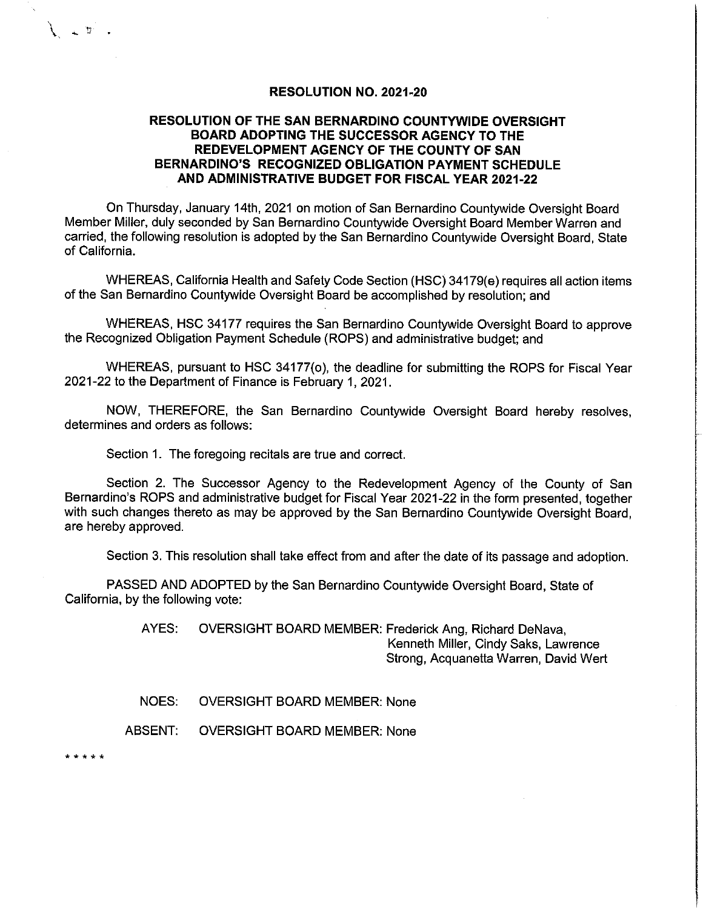## RESOLUTION NO. 2021-20

## RESOLUTION OF THE SAN BERNARDINO COUNTYWIDE OVERSIGHT BOARD ADOPTING THE SUCCESSOR AGENCY TO THE REDEVELOPMENT AGENCY OF THE COUNTY OF SAN BERNARDINO'S RECOGNIZED OBLIGATION PAYMENT SCHEDULE AND ADMINISTRATIVE BUDGET FOR FISCAL YEAR 2021-22

On Thursday, January 14th, 2021 on motion of San Bernardino Countywide Oversight Board Member Miller, duly seconded by San Bernardino Countywide Oversight Board Member Warren and carried, the following resolution is adopted by the San Bernardino Countywide Oversight Board, State of California.

WHEREAS, California Health and Safety Code Section (HSC) 34179(e) requires all action items of the San Bernardino Countywide Oversight Board be accomplished by resolution; and

WHEREAS, HSC 34177 requires the San Bernardino Countywide Oversight Board to approve the Recognized Obligation Payment Schedule (ROPS) and administrative budget; and

WHEREAS, pursuant to HSC 34177(o), the deadline for submitting the ROPS for Fiscal Year 2021-22 to the Department of Finance is February 1, 2021.

NOW, THEREFORE, the San Bernardino Countywide Oversight Board hereby resolves, determines and orders as follows:

Section 1. The foregoing recitals are true and correct.

Section 2. The Successor Agency to the Redevelopment Agency of the County of San Bernardino's ROPS and administrative budget for Fiscal Year 2021-22 in the form presented, together with such changes thereto as may be approved by the San Bernardino Countywide Oversight Board, are hereby approved.

Section 3. This resolution shall take effect from and after the date of its passage and adoption.

PASSED AND ADOPTED by the San Bernardino Countywide Oversight Board, State of California, by the following vote:

AYES: OVERSIGHT BOARD MEMBER: Frederick Ang, Richard DeNava, Kenneth Miller, Cindy Saks, Lawrence Strong, Acquanetta Warren, David Wert

NOES: OVERSIGHT BOARD MEMBER: None

ABSENT: OVERSIGHT BOARD MEMBER: None

* * * * *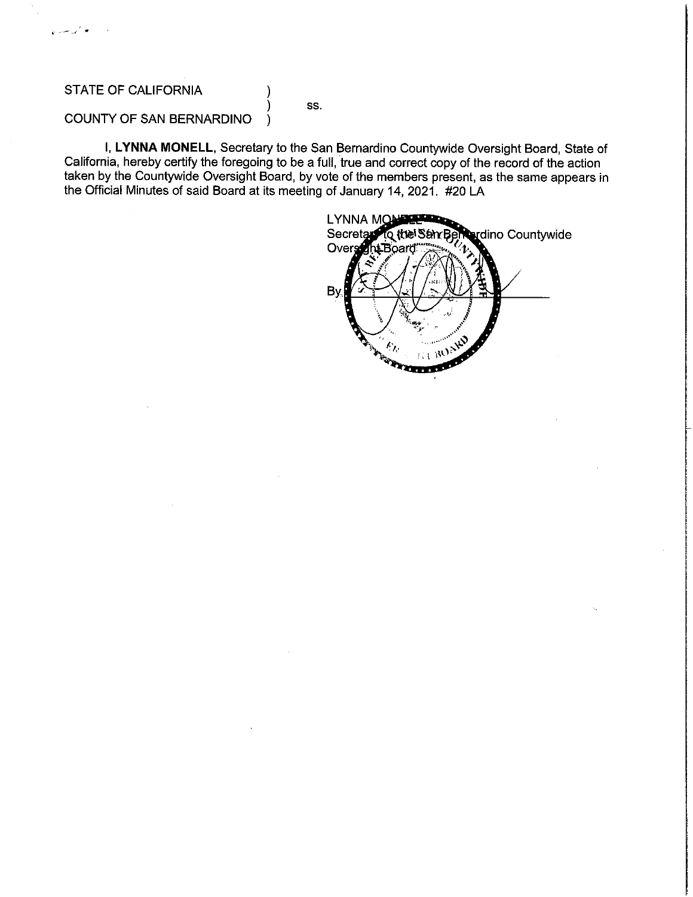STATE OF CALIFORNIA )  
) ss.  
COUNTY OF SAN BERNARDINO )

I, **LYNNA MONELL**, Secretary to the San Bernardino Countywide Oversight Board, State of California, hereby certify the foregoing to be a full, true and correct copy of the record of the action taken by the Countywide Oversight Board, by vote of the members present, as the same appears in the Official Minutes of said Board at its meeting of January 14, 2021. #20 LA

LYNNA MONELL  
Secretary to the San Bernardino Countywide Oversight Board

By ______________________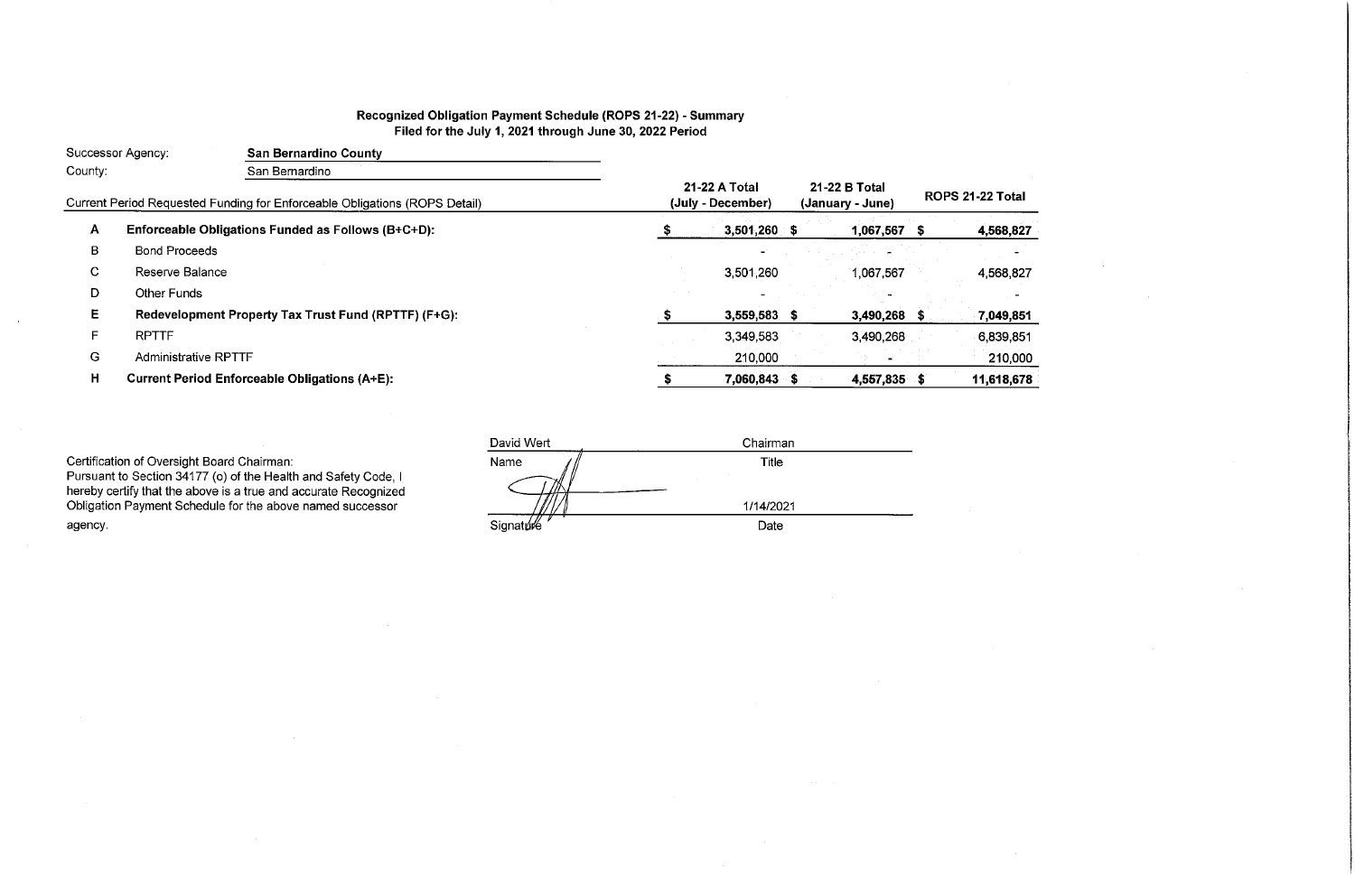**Recognized Obligation Payment Schedule (ROPS 21-22) - Summary**
**Filed for the July 1, 2021 through June 30, 2022 Period**

Successor Agency: **San Bernardino County**

County: San Bernardino

| | Current Period Requested Funding for Enforceable Obligations (ROPS Detail) | 21-22 A Total (July - December) | 21-22 B Total (January - June) | ROPS 21-22 Total |
|---|---|---|---|---|
| **A** | **Enforceable Obligations Funded as Follows (B+C+D):** | **$ 3,501,260** | **$ 1,067,567** | **$ 4,568,827** |
| B | Bond Proceeds | - | - | - |
| C | Reserve Balance | 3,501,260 | 1,067,567 | 4,568,827 |
| D | Other Funds | - | - | - |
| **E** | **Redevelopment Property Tax Trust Fund (RPTTF) (F+G):** | **$ 3,559,583** | **$ 3,490,268** | **$ 7,049,851** |
| F | RPTTF | 3,349,583 | 3,490,268 | 6,839,851 |
| G | Administrative RPTTF | 210,000 | - | 210,000 |
| **H** | **Current Period Enforceable Obligations (A+E):** | **$ 7,060,843** | **$ 4,557,835** | **$ 11,618,678** |

Certification of Oversight Board Chairman:
Pursuant to Section 34177 (o) of the Health and Safety Code, I hereby certify that the above is a true and accurate Recognized Obligation Payment Schedule for the above named successor agency.

| David Wert | Chairman |
|---|---|
| Name | Title |
| | 1/14/2021 |
| Signature | Date |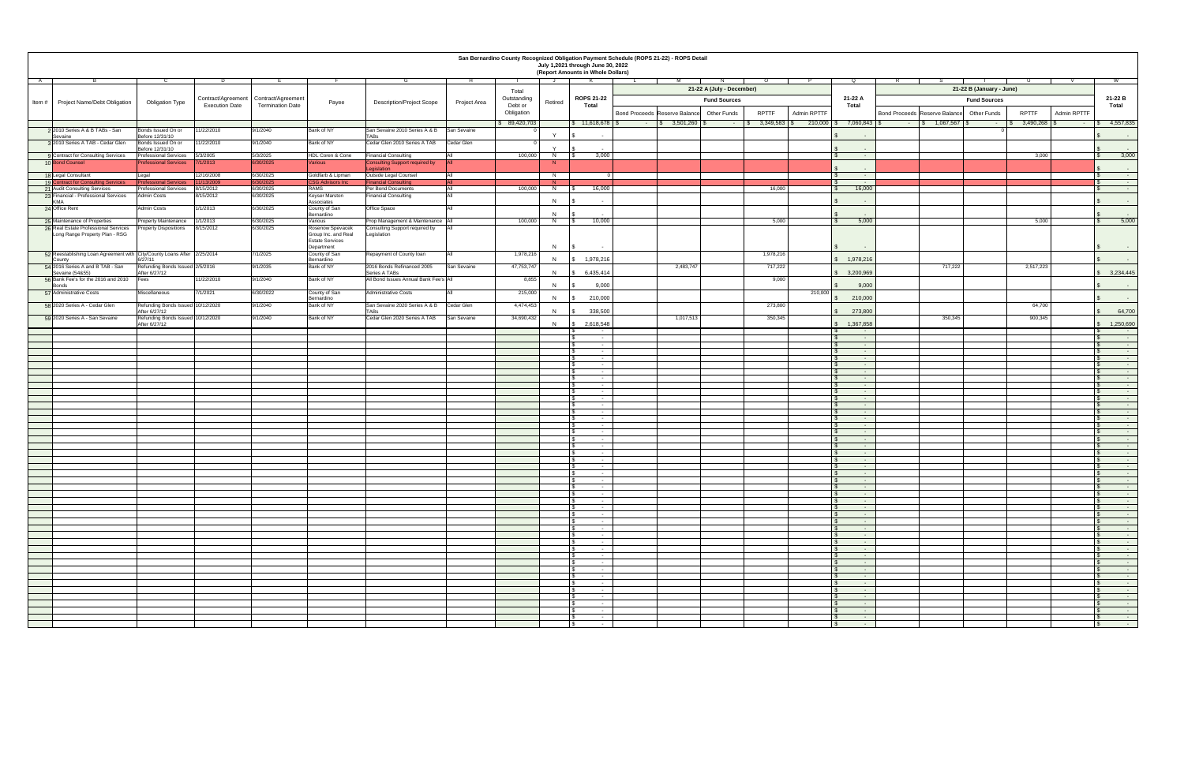# San Bernardino County Recognized Obligation Payment Schedule (ROPS 21-22) - ROPS Detail

## July 1,2021 through June 30, 2022

### (Report Amounts in Whole Dollars)

| A | B | C | D | E | F | G | H | I | J | K | L | M | N | O | P | Q | R | S | T | U | V | W |
|---|---|---|---|---|---|---|---|---|---|---|---|---|---|---|---|---|---|---|---|---|---|---|
| | | | | | | | | | | | 21-22 A (July - December) | | | | | | 21-22 B (January - June) | | | | | |
| | | | | | | | | | | | Fund Sources | | | | | | Fund Sources | | | | | |
| Item # | Project Name/Debt Obligation | Obligation Type | Contract/Agreement Execution Date | Contract/Agreement Termination Date | Payee | Description/Project Scope | Project Area | Total Outstanding Debt or Obligation | Retired | ROPS 21-22 Total | Bond Proceeds | Reserve Balance | Other Funds | RPTTF | Admin RPTTF | 21-22 A Total | Bond Proceeds | Reserve Balance | Other Funds | RPTTF | Admin RPTTF | 21-22 B Total |
| | | | | | | | | $ 89,420,703 | | $ 11,618,678 | $ - | $ 3,501,260 | $ - | $ 3,349,583 | $ 210,000 | $ 7,060,843 | $ - | $ 1,067,567 | $ - | $ 3,490,268 | $ - | $ 4,557,835 |
| 2 | 2010 Series A & B TABs - San Sevaine | Bonds Issued On or Before 12/31/10 | 11/22/2010 | 9/1/2040 | Bank of NY | San Sevaine 2010 Series A & B TABs | San Sevaine | 0 | Y | $ - | | | | | | $ - | | | 0 | | | $ - |
| 3 | 2010 Series A TAB - Cedar Glen | Bonds Issued On or Before 12/31/10 | 11/22/2010 | 9/1/2040 | Bank of NY | Cedar Glen 2010 Series A TAB | Cedar Glen | 0 | Y | $ - | | | | | | $ - | | | | | | $ - |
| 9 | Contract for Consulting Services | Professional Services | 5/3/2005 | 6/30/2025 | HDL Coren & Cone | Financial Consulting | All | 100,000 | N | $ 3,000 | | | | | | $ - | | | | 3,000 | | $ 3,000 |
| 10 | Bond Counsel | Professional Services | 7/1/2013 | 6/30/2025 | Various | Consulting Support required by Legislation | All | | N | | | | | | | $ - | | | | | | $ - |
| 18 | Legal Consultant | Legal | 12/16/2008 | 6/30/2025 | Goldfarb & Lipman | Outside Legal Counsel | All | | N | 0 | | | | | | $ - | | | | | | $ - |
| 19 | Contract for Consulting Services | Professional Services | 11/13/2009 | 6/30/2025 | CSG Advisors Inc | Financial Consulting | All | | N | | | | | | | $ - | | | | | | $ - |
| 21 | Audit Consulting Services | Professional Services | 8/15/2012 | 6/30/2025 | RAMS | Per Bond Documents | All | 100,000 | N | $ 16,000 | | | | 16,000 | | $ 16,000 | | | | | | $ - |
| 23 | Financial - Professional Services KMA | Admin Costs | 8/15/2012 | 6/30/2025 | Keyser Marston Associates | Financial Consulting | All | | N | $ - | | | | | | $ - | | | | | | $ - |
| 24 | Office Rent | Admin Costs | 1/1/2013 | 6/30/2025 | County of San Bernardino | Office Space | All | | N | $ - | | | | | | $ - | | | | | | $ - |
| 25 | Maintenance of Properties | Property Maintenance | 1/1/2013 | 6/30/2025 | Various | Prop Management & Maintenance | All | 100,000 | N | $ 10,000 | | | | 5,000 | | $ 5,000 | | | | 5,000 | | $ 5,000 |
| 26 | Real Estate Professional Services Long Range Property Plan - RSG | Property Dispositions | 8/15/2012 | 6/30/2025 | Rosenow Spevacek Group Inc. and Real Estate Services Department | Consulting Support required by Legislation | All | | N | $ - | | | | | | $ - | | | | | | $ - |
| 52 | Reestablishing Loan Agreement with County | City/County Loans After 6/27/11 | 2/25/2014 | 7/1/2025 | County of San Bernardino | Repayment of County loan | All | 1,978,216 | N | $ 1,978,216 | | | | 1,978,216 | | $ 1,978,216 | | | | | | $ - |
| 54 | 2016 Series A and B TAB - San Sevaine (54&55) | Refunding Bonds Issued After 6/27/12 | 2/5/2016 | 9/1/2035 | Bank of NY | 2016 Bonds Refinanced 2005 Series A TABs | San Sevaine | 47,753,747 | N | $ 6,435,414 | | 2,483,747 | | 717,222 | | $ 3,200,969 | | 717,222 | | 2,517,223 | | $ 3,234,445 |
| 56 | Bank Fee's for the 2016 and 2010 Bonds | Fees | 11/22/2010 | 9/1/2040 | Bank of NY | All Bond Issues Annual Bank Fee's | All | 8,855 | N | $ 9,000 | | | | 9,000 | | $ 9,000 | | | | | | $ - |
| 57 | Administrative Costs | Miscellaneous | 7/1/2021 | 6/30/2022 | County of San Bernardino | Administrative Costs | All | 215,000 | N | $ 210,000 | | | | | 210,000 | $ 210,000 | | | | | | $ - |
| 58 | 2020 Series A - Cedar Glen | Refunding Bonds Issued After 6/27/12 | 10/12/2020 | 9/1/2040 | Bank of NY | San Sevaine 2020 Series A & B TABs | Cedar Glen | 4,474,453 | N | $ 338,500 | | | | 273,800 | | $ 273,800 | | | | 64,700 | | $ 64,700 |
| 59 | 2020 Series A - San Sevaine | Refunding Bonds Issued After 6/27/12 | 10/12/2020 | 9/1/2040 | Bank of NY | Cedar Glen 2020 Series A TAB | San Sevaine | 34,690,432 | N | $ 2,618,548 | | 1,017,513 | | 350,345 | | $ 1,367,858 | | 350,345 | | 900,345 | | $ 1,250,690 |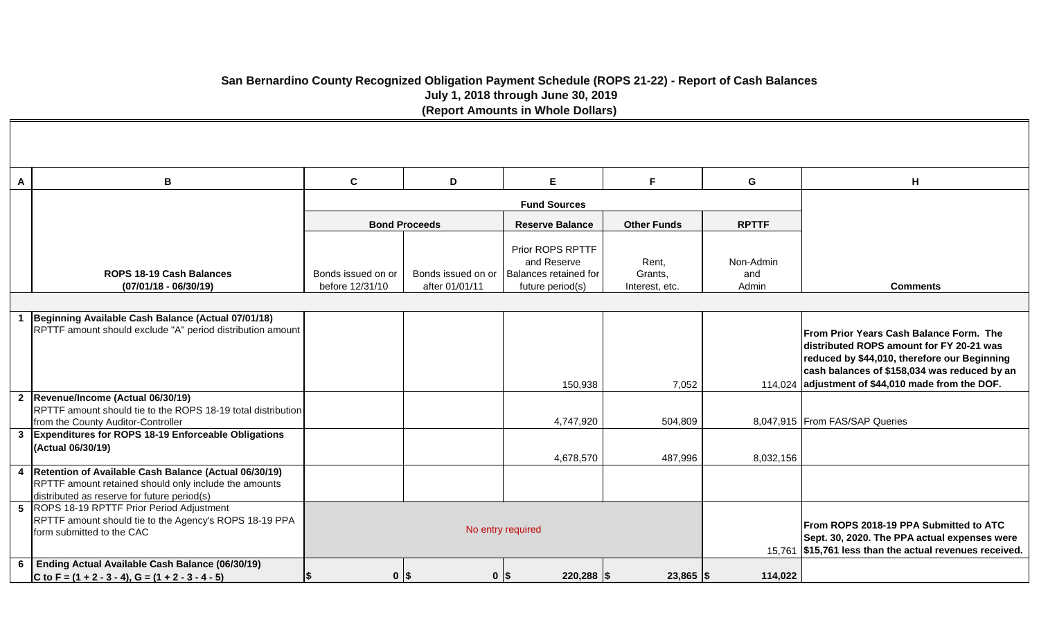# San Bernardino County Recognized Obligation Payment Schedule (ROPS 21-22) - Report of Cash Balances

**July 1, 2018 through June 30, 2019**

**(Report Amounts in Whole Dollars)**

| A | B | C | D | E | F | G | H |
|---|---|---|---|---|---|---|---|
| | | **Fund Sources** | | | | | |
| | | **Bond Proceeds** | | **Reserve Balance** | **Other Funds** | **RPTTF** | |
| | **ROPS 18-19 Cash Balances (07/01/18 - 06/30/19)** | Bonds issued on or before 12/31/10 | Bonds issued on or after 01/01/11 | Prior ROPS RPTTF and Reserve Balances retained for future period(s) | Rent, Grants, Interest, etc. | Non-Admin and Admin | **Comments** |
| 1 | **Beginning Available Cash Balance (Actual 07/01/18)** RPTTF amount should exclude "A" period distribution amount | | | 150,938 | 7,052 | 114,024 | **From Prior Years Cash Balance Form. The distributed ROPS amount for FY 20-21 was reduced by $44,010, therefore our Beginning cash balances of $158,034 was reduced by an adjustment of $44,010 made from the DOF.** |
| 2 | **Revenue/Income (Actual 06/30/19)** RPTTF amount should tie to the ROPS 18-19 total distribution from the County Auditor-Controller | | | 4,747,920 | 504,809 | 8,047,915 | From FAS/SAP Queries |
| 3 | **Expenditures for ROPS 18-19 Enforceable Obligations (Actual 06/30/19)** | | | 4,678,570 | 487,996 | 8,032,156 | |
| 4 | **Retention of Available Cash Balance (Actual 06/30/19)** RPTTF amount retained should only include the amounts distributed as reserve for future period(s) | | | | | | |
| 5 | ROPS 18-19 RPTTF Prior Period Adjustment RPTTF amount should tie to the Agency's ROPS 18-19 PPA form submitted to the CAC | No entry required | | | | 15,761 | **From ROPS 2018-19 PPA Submitted to ATC Sept. 30, 2020. The PPA actual expenses were $15,761 less than the actual revenues received.** |
| 6 | **Ending Actual Available Cash Balance (06/30/19) C to F = (1 + 2 - 3 - 4), G = (1 + 2 - 3 - 4 - 5)** | **$ 0** | **$ 0** | **$ 220,288** | **$ 23,865** | **$ 114,022** | |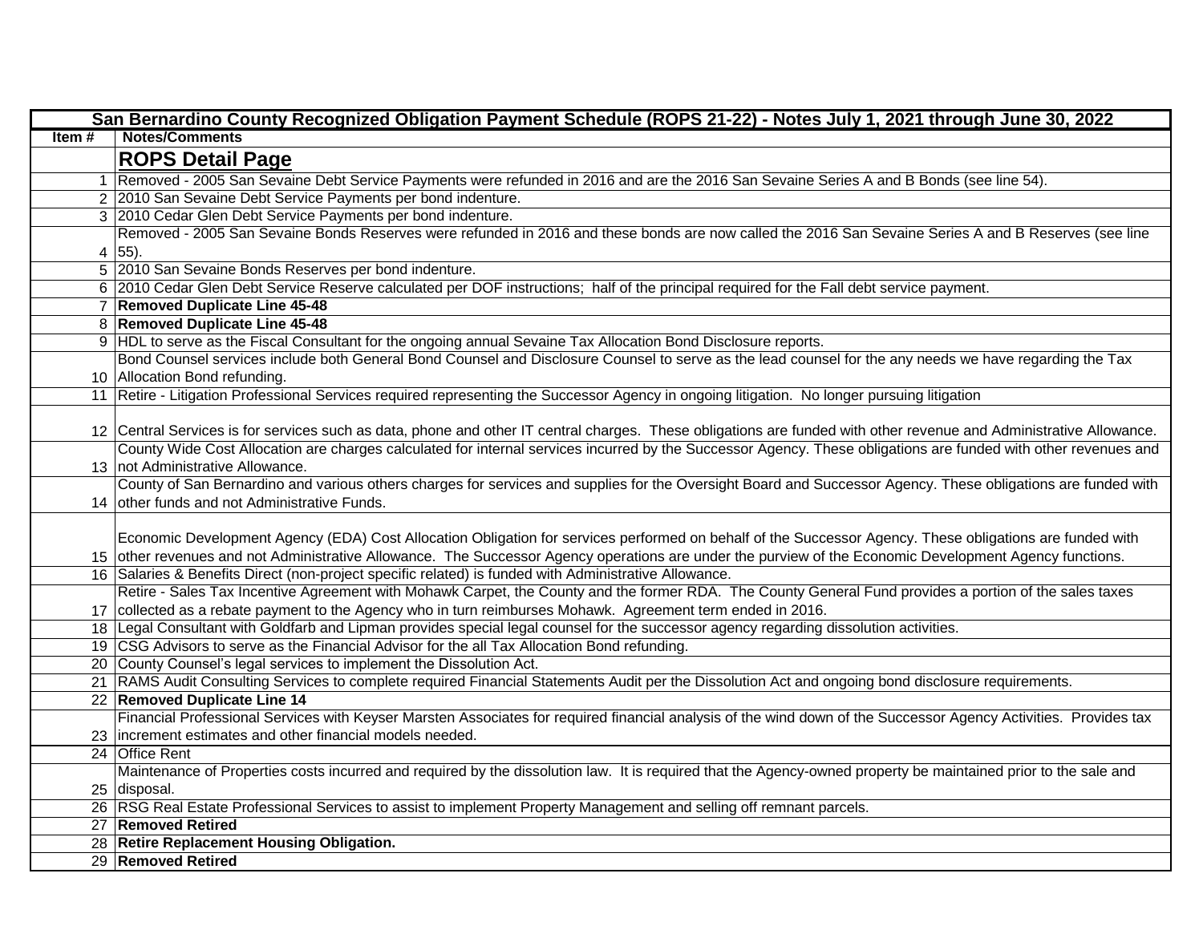| San Bernardino County Recognized Obligation Payment Schedule (ROPS 21-22) - Notes July 1, 2021 through June 30, 2022 | |
|---|---|
| **Item #** | **Notes/Comments** |
| | **ROPS Detail Page** |
| 1 | Removed - 2005 San Sevaine Debt Service Payments were refunded in 2016 and are the 2016 San Sevaine Series A and B Bonds (see line 54). |
| 2 | 2010 San Sevaine Debt Service Payments per bond indenture. |
| 3 | 2010 Cedar Glen Debt Service Payments per bond indenture. |
| 4 | Removed - 2005 San Sevaine Bonds Reserves were refunded in 2016 and these bonds are now called the 2016 San Sevaine Series A and B Reserves (see line 55). |
| 5 | 2010 San Sevaine Bonds Reserves per bond indenture. |
| 6 | 2010 Cedar Glen Debt Service Reserve calculated per DOF instructions; half of the principal required for the Fall debt service payment. |
| 7 | **Removed Duplicate Line 45-48** |
| 8 | **Removed Duplicate Line 45-48** |
| 9 | HDL to serve as the Fiscal Consultant for the ongoing annual Sevaine Tax Allocation Bond Disclosure reports. |
| 10 | Bond Counsel services include both General Bond Counsel and Disclosure Counsel to serve as the lead counsel for the any needs we have regarding the Tax Allocation Bond refunding. |
| 11 | Retire - Litigation Professional Services required representing the Successor Agency in ongoing litigation. No longer pursuing litigation |
| 12 | Central Services is for services such as data, phone and other IT central charges. These obligations are funded with other revenue and Administrative Allowance. |
| 13 | County Wide Cost Allocation are charges calculated for internal services incurred by the Successor Agency. These obligations are funded with other revenues and not Administrative Allowance. |
| 14 | County of San Bernardino and various others charges for services and supplies for the Oversight Board and Successor Agency. These obligations are funded with other funds and not Administrative Funds. |
| 15 | Economic Development Agency (EDA) Cost Allocation Obligation for services performed on behalf of the Successor Agency. These obligations are funded with other revenues and not Administrative Allowance. The Successor Agency operations are under the purview of the Economic Development Agency functions. |
| 16 | Salaries & Benefits Direct (non-project specific related) is funded with Administrative Allowance. |
| 17 | Retire - Sales Tax Incentive Agreement with Mohawk Carpet, the County and the former RDA. The County General Fund provides a portion of the sales taxes collected as a rebate payment to the Agency who in turn reimburses Mohawk. Agreement term ended in 2016. |
| 18 | Legal Consultant with Goldfarb and Lipman provides special legal counsel for the successor agency regarding dissolution activities. |
| 19 | CSG Advisors to serve as the Financial Advisor for the all Tax Allocation Bond refunding. |
| 20 | County Counsel's legal services to implement the Dissolution Act. |
| 21 | RAMS Audit Consulting Services to complete required Financial Statements Audit per the Dissolution Act and ongoing bond disclosure requirements. |
| 22 | **Removed Duplicate Line 14** |
| 23 | Financial Professional Services with Keyser Marsten Associates for required financial analysis of the wind down of the Successor Agency Activities. Provides tax increment estimates and other financial models needed. |
| 24 | Office Rent |
| 25 | Maintenance of Properties costs incurred and required by the dissolution law. It is required that the Agency-owned property be maintained prior to the sale and disposal. |
| 26 | RSG Real Estate Professional Services to assist to implement Property Management and selling off remnant parcels. |
| 27 | **Removed Retired** |
| 28 | **Retire Replacement Housing Obligation.** |
| 29 | **Removed Retired** |